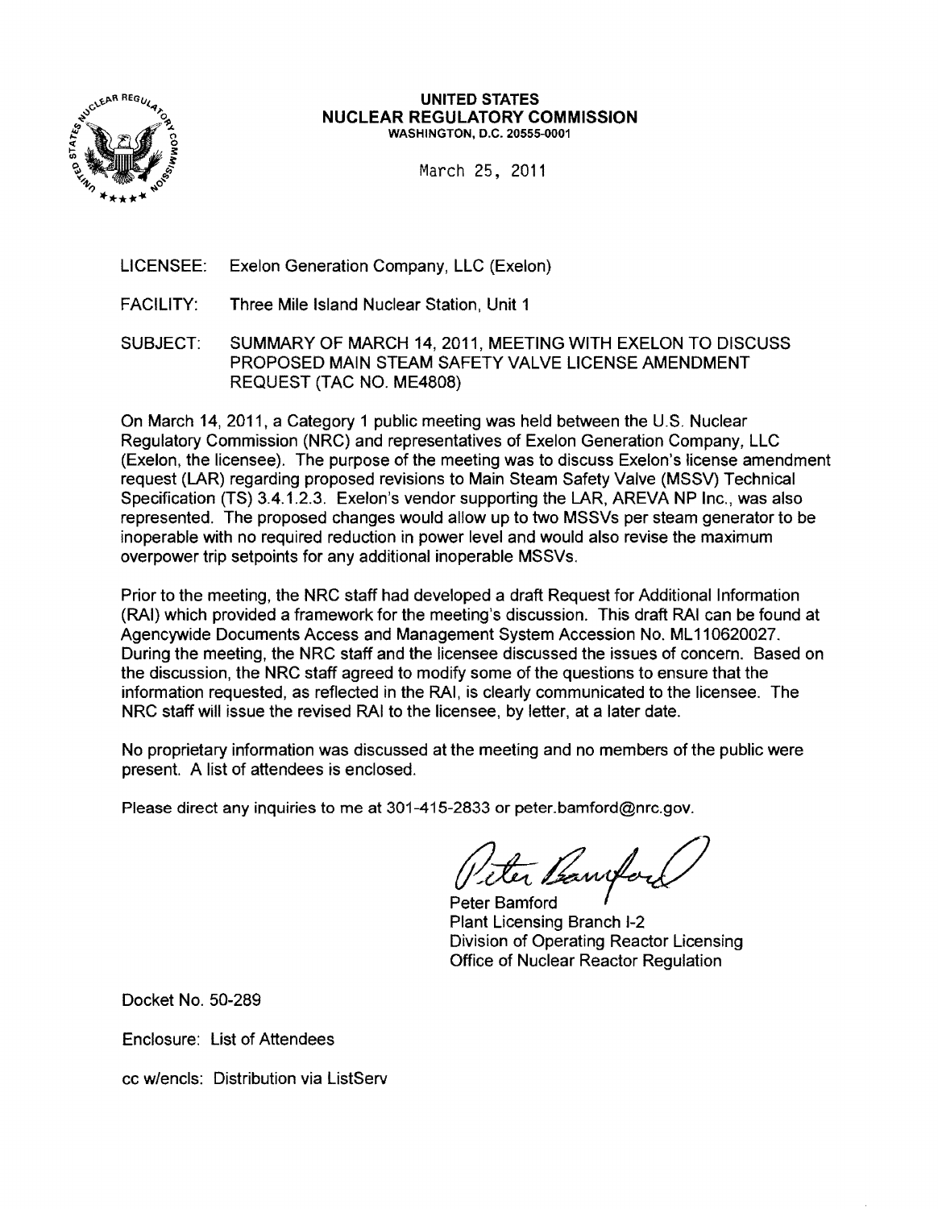**UNITED STATES**
**NUCLEAR REGULATORY COMMISSION**
WASHINGTON, D.C. 20555-0001

March 25, 2011

LICENSEE: Exelon Generation Company, LLC (Exelon)

FACILITY: Three Mile Island Nuclear Station, Unit 1

SUBJECT: SUMMARY OF MARCH 14, 2011, MEETING WITH EXELON TO DISCUSS PROPOSED MAIN STEAM SAFETY VALVE LICENSE AMENDMENT REQUEST (TAC NO. ME4808)

On March 14, 2011, a Category 1 public meeting was held between the U.S. Nuclear Regulatory Commission (NRC) and representatives of Exelon Generation Company, LLC (Exelon, the licensee). The purpose of the meeting was to discuss Exelon's license amendment request (LAR) regarding proposed revisions to Main Steam Safety Valve (MSSV) Technical Specification (TS) 3.4.1.2.3. Exelon's vendor supporting the LAR, AREVA NP Inc., was also represented. The proposed changes would allow up to two MSSVs per steam generator to be inoperable with no required reduction in power level and would also revise the maximum overpower trip setpoints for any additional inoperable MSSVs.

Prior to the meeting, the NRC staff had developed a draft Request for Additional Information (RAI) which provided a framework for the meeting's discussion. This draft RAI can be found at Agencywide Documents Access and Management System Accession No. ML110620027. During the meeting, the NRC staff and the licensee discussed the issues of concern. Based on the discussion, the NRC staff agreed to modify some of the questions to ensure that the information requested, as reflected in the RAI, is clearly communicated to the licensee. The NRC staff will issue the revised RAI to the licensee, by letter, at a later date.

No proprietary information was discussed at the meeting and no members of the public were present. A list of attendees is enclosed.

Please direct any inquiries to me at 301-415-2833 or peter.bamford@nrc.gov.

Peter Bamford
Plant Licensing Branch I-2
Division of Operating Reactor Licensing
Office of Nuclear Reactor Regulation

Docket No. 50-289

Enclosure: List of Attendees

cc w/encls: Distribution via ListServ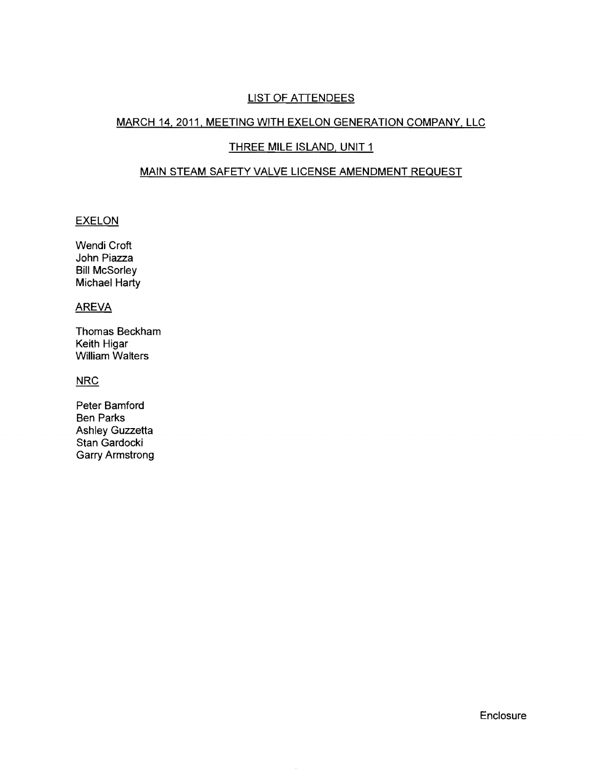# LIST OF ATTENDEES

## MARCH 14, 2011, MEETING WITH EXELON GENERATION COMPANY, LLC

## THREE MILE ISLAND, UNIT 1

## MAIN STEAM SAFETY VALVE LICENSE AMENDMENT REQUEST

### EXELON

Wendi Croft
John Piazza
Bill McSorley
Michael Harty

### AREVA

Thomas Beckham
Keith Higar
William Walters

### NRC

Peter Bamford
Ben Parks
Ashley Guzzetta
Stan Gardocki
Garry Armstrong

Enclosure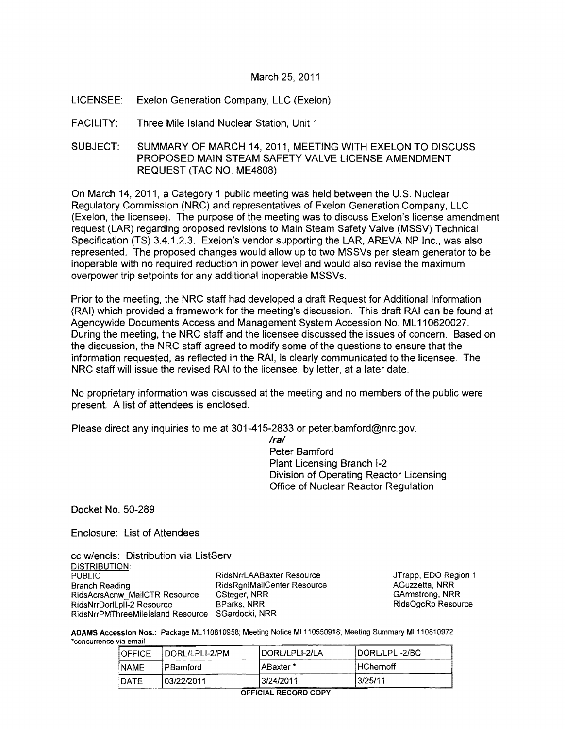March 25, 2011

LICENSEE: Exelon Generation Company, LLC (Exelon)

FACILITY: Three Mile Island Nuclear Station, Unit 1

SUBJECT: SUMMARY OF MARCH 14, 2011, MEETING WITH EXELON TO DISCUSS PROPOSED MAIN STEAM SAFETY VALVE LICENSE AMENDMENT REQUEST (TAC NO. ME4808)

On March 14, 2011, a Category 1 public meeting was held between the U.S. Nuclear Regulatory Commission (NRC) and representatives of Exelon Generation Company, LLC (Exelon, the licensee). The purpose of the meeting was to discuss Exelon's license amendment request (LAR) regarding proposed revisions to Main Steam Safety Valve (MSSV) Technical Specification (TS) 3.4.1.2.3. Exelon's vendor supporting the LAR, AREVA NP Inc., was also represented. The proposed changes would allow up to two MSSVs per steam generator to be inoperable with no required reduction in power level and would also revise the maximum overpower trip setpoints for any additional inoperable MSSVs.

Prior to the meeting, the NRC staff had developed a draft Request for Additional Information (RAI) which provided a framework for the meeting's discussion. This draft RAI can be found at Agencywide Documents Access and Management System Accession No. ML110620027. During the meeting, the NRC staff and the licensee discussed the issues of concern. Based on the discussion, the NRC staff agreed to modify some of the questions to ensure that the information requested, as reflected in the RAI, is clearly communicated to the licensee. The NRC staff will issue the revised RAI to the licensee, by letter, at a later date.

No proprietary information was discussed at the meeting and no members of the public were present. A list of attendees is enclosed.

Please direct any inquiries to me at 301-415-2833 or peter.bamford@nrc.gov.

*/ra/*
Peter Bamford
Plant Licensing Branch I-2
Division of Operating Reactor Licensing
Office of Nuclear Reactor Regulation

Docket No. 50-289

Enclosure: List of Attendees

cc w/encls: Distribution via ListServ

DISTRIBUTION:

| | | |
|---|---|---|
| PUBLIC | RidsNrrLAABaxter Resource | JTrapp, EDO Region 1 |
| Branch Reading | RidsRgnIMailCenter Resource | AGuzzetta, NRR |
| RidsAcrsAcnw_MailCTR Resource | CSteger, NRR | GArmstrong, NRR |
| RidsNrrDorlLpl1-2 Resource | BParks, NRR | RidsOgcRp Resource |
| RidsNrrPMThreeMileIsland Resource | SGardocki, NRR | |

**ADAMS Accession Nos.:** Package ML110810958; Meeting Notice ML110550918; Meeting Summary ML110810972
*concurrence via email

| OFFICE | DORL/LPLI-2/PM | DORL/LPLI-2/LA | DORL/LPLI-2/BC |
|---|---|---|---|
| NAME | PBamford | ABaxter * | HChernoff |
| DATE | 03/22/2011 | 3/24/2011 | 3/25/11 |

**OFFICIAL RECORD COPY**